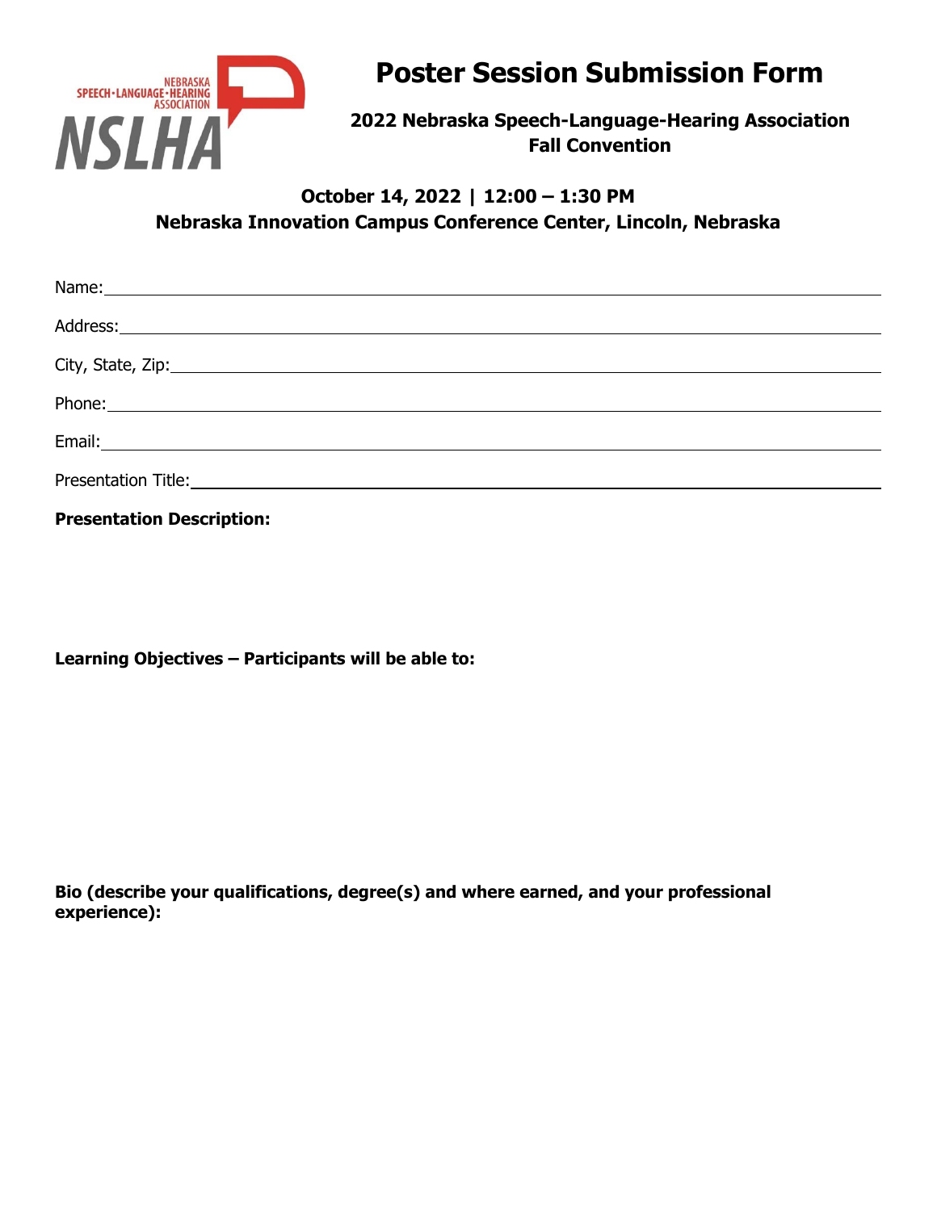NEBRASKA SPEECH-LANGUAGE-HEARING ASSOCIATION

NSLHA

# Poster Session Submission Form

## 2022 Nebraska Speech-Language-Hearing Association Fall Convention

**October 14, 2022 | 12:00 – 1:30 PM**

**Nebraska Innovation Campus Conference Center, Lincoln, Nebraska**

Name: \_\_\_\_\_\_\_\_\_\_\_\_\_\_\_\_\_\_\_\_\_\_\_\_\_\_\_\_\_\_\_\_\_\_\_\_\_\_\_\_

Address: \_\_\_\_\_\_\_\_\_\_\_\_\_\_\_\_\_\_\_\_\_\_\_\_\_\_\_\_\_\_\_\_\_\_\_\_\_\_\_\_

City, State, Zip: \_\_\_\_\_\_\_\_\_\_\_\_\_\_\_\_\_\_\_\_\_\_\_\_\_\_\_\_\_\_\_\_\_\_\_\_\_\_\_\_

Phone: \_\_\_\_\_\_\_\_\_\_\_\_\_\_\_\_\_\_\_\_\_\_\_\_\_\_\_\_\_\_\_\_\_\_\_\_\_\_\_\_

Email: \_\_\_\_\_\_\_\_\_\_\_\_\_\_\_\_\_\_\_\_\_\_\_\_\_\_\_\_\_\_\_\_\_\_\_\_\_\_\_\_

Presentation Title: \_\_\_\_\_\_\_\_\_\_\_\_\_\_\_\_\_\_\_\_\_\_\_\_\_\_\_\_\_\_\_\_\_\_\_\_\_\_\_\_

**Presentation Description:**

**Learning Objectives – Participants will be able to:**

**Bio (describe your qualifications, degree(s) and where earned, and your professional experience):**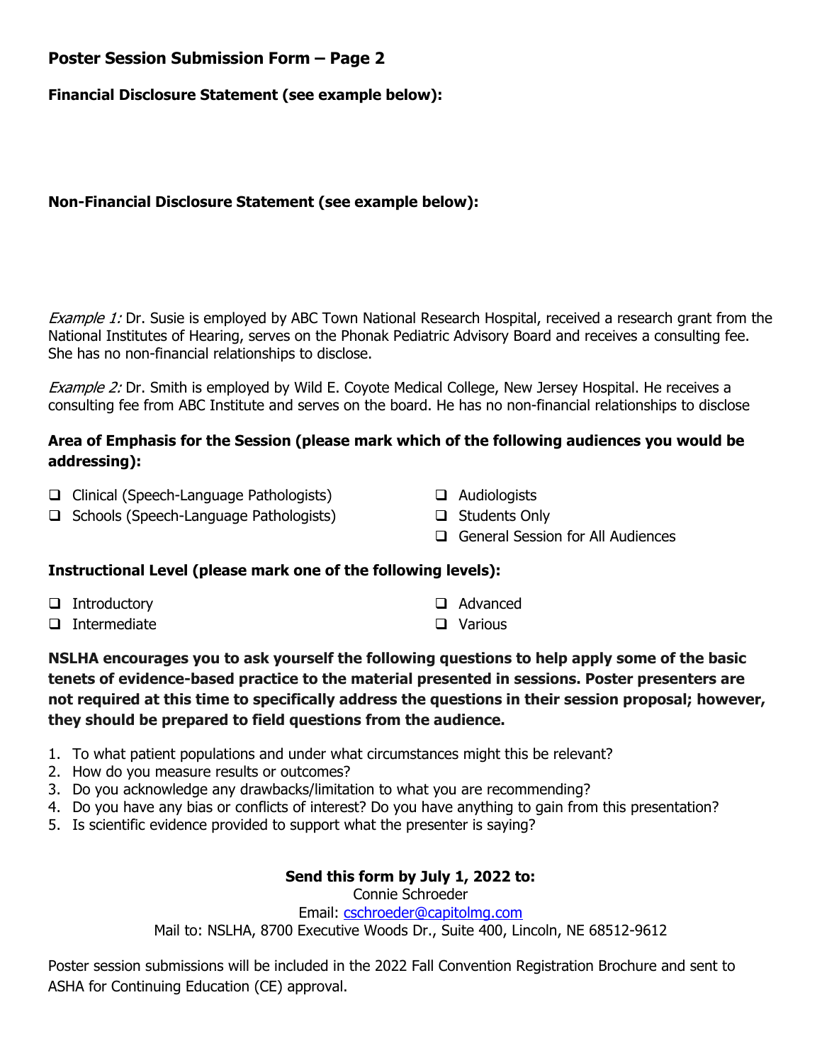## Poster Session Submission Form – Page 2

**Financial Disclosure Statement (see example below):**

**Non-Financial Disclosure Statement (see example below):**

*Example 1:* Dr. Susie is employed by ABC Town National Research Hospital, received a research grant from the National Institutes of Hearing, serves on the Phonak Pediatric Advisory Board and receives a consulting fee. She has no non-financial relationships to disclose.

*Example 2:* Dr. Smith is employed by Wild E. Coyote Medical College, New Jersey Hospital. He receives a consulting fee from ABC Institute and serves on the board. He has no non-financial relationships to disclose

**Area of Emphasis for the Session (please mark which of the following audiences you would be addressing):**

- ❑ Clinical (Speech-Language Pathologists)
- ❑ Schools (Speech-Language Pathologists)
- ❑ Audiologists
- ❑ Students Only
- ❑ General Session for All Audiences

**Instructional Level (please mark one of the following levels):**

- ❑ Introductory
- ❑ Intermediate
- ❑ Advanced
- ❑ Various

**NSLHA encourages you to ask yourself the following questions to help apply some of the basic tenets of evidence-based practice to the material presented in sessions. Poster presenters are not required at this time to specifically address the questions in their session proposal; however, they should be prepared to field questions from the audience.**

1. To what patient populations and under what circumstances might this be relevant?
2. How do you measure results or outcomes?
3. Do you acknowledge any drawbacks/limitation to what you are recommending?
4. Do you have any bias or conflicts of interest? Do you have anything to gain from this presentation?
5. Is scientific evidence provided to support what the presenter is saying?

**Send this form by July 1, 2022 to:**
Connie Schroeder
Email: cschroeder@capitolmg.com
Mail to: NSLHA, 8700 Executive Woods Dr., Suite 400, Lincoln, NE 68512-9612

Poster session submissions will be included in the 2022 Fall Convention Registration Brochure and sent to ASHA for Continuing Education (CE) approval.